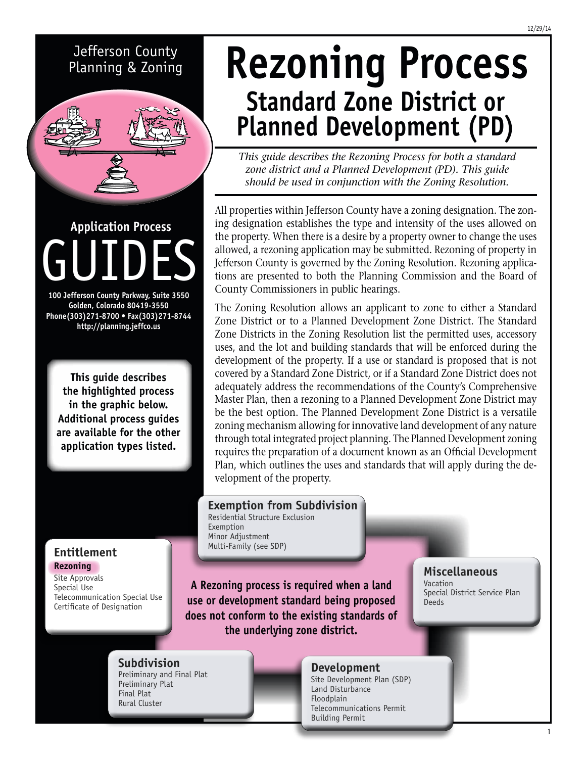Jefferson County Planning & Zoning

# Rezoning Process

## Standard Zone District or Planned Development (PD)

*This guide describes the Rezoning Process for both a standard zone district and a Planned Development (PD). This guide should be used in conjunction with the Zoning Resolution.*

**Application Process**

**GUIDES**

**100 Jefferson County Parkway, Suite 3550**
**Golden, Colorado 80419-3550**
**Phone(303)271-8700 • Fax(303)271-8744**
**http://planning.jeffco.us**

**This guide describes the highlighted process in the graphic below. Additional process guides are available for the other application types listed.**

All properties within Jefferson County have a zoning designation. The zoning designation establishes the type and intensity of the uses allowed on the property. When there is a desire by a property owner to change the uses allowed, a rezoning application may be submitted. Rezoning of property in Jefferson County is governed by the Zoning Resolution. Rezoning applications are presented to both the Planning Commission and the Board of County Commissioners in public hearings.

The Zoning Resolution allows an applicant to zone to either a Standard Zone District or to a Planned Development Zone District. The Standard Zone Districts in the Zoning Resolution list the permitted uses, accessory uses, and the lot and building standards that will be enforced during the development of the property. If a use or standard is proposed that is not covered by a Standard Zone District, or if a Standard Zone District does not adequately address the recommendations of the County's Comprehensive Master Plan, then a rezoning to a Planned Development Zone District may be the best option. The Planned Development Zone District is a versatile zoning mechanism allowing for innovative land development of any nature through total integrated project planning. The Planned Development zoning requires the preparation of a document known as an Official Development Plan, which outlines the uses and standards that will apply during the development of the property.

**Exemption from Subdivision**
- Residential Structure Exclusion
- Exemption
- Minor Adjustment
- Multi-Family (see SDP)

**Entitlement**
- **Rezoning**
- Site Approvals
- Special Use
- Telecommunication Special Use
- Certificate of Designation

**A Rezoning process is required when a land use or development standard being proposed does not conform to the existing standards of the underlying zone district.**

**Miscellaneous**
- Vacation
- Special District Service Plan
- Deeds

**Subdivision**
- Preliminary and Final Plat
- Preliminary Plat
- Final Plat
- Rural Cluster

**Development**
- Site Development Plan (SDP)
- Land Disturbance
- Floodplain
- Telecommunications Permit
- Building Permit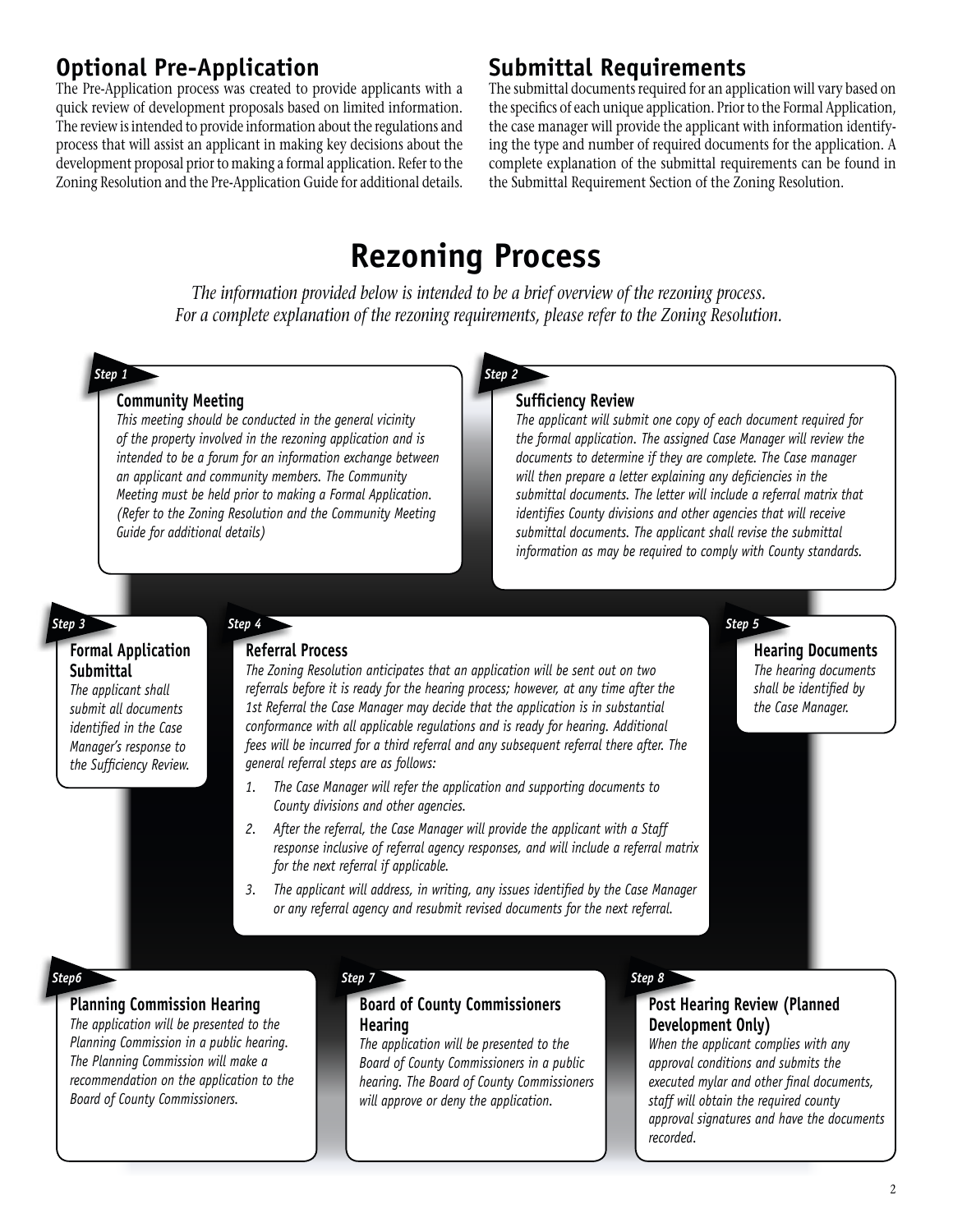## Optional Pre-Application

The Pre-Application process was created to provide applicants with a quick review of development proposals based on limited information. The review is intended to provide information about the regulations and process that will assist an applicant in making key decisions about the development proposal prior to making a formal application. Refer to the Zoning Resolution and the Pre-Application Guide for additional details.

## Submittal Requirements

The submittal documents required for an application will vary based on the specifics of each unique application. Prior to the Formal Application, the case manager will provide the applicant with information identifying the type and number of required documents for the application. A complete explanation of the submittal requirements can be found in the Submittal Requirement Section of the Zoning Resolution.

# Rezoning Process

*The information provided below is intended to be a brief overview of the rezoning process. For a complete explanation of the rezoning requirements, please refer to the Zoning Resolution.*

***Step 1***

### Community Meeting

*This meeting should be conducted in the general vicinity of the property involved in the rezoning application and is intended to be a forum for an information exchange between an applicant and community members. The Community Meeting must be held prior to making a Formal Application. (Refer to the Zoning Resolution and the Community Meeting Guide for additional details)*

***Step 2***

### Sufficiency Review

*The applicant will submit one copy of each document required for the formal application. The assigned Case Manager will review the documents to determine if they are complete. The Case manager will then prepare a letter explaining any deficiencies in the submittal documents. The letter will include a referral matrix that identifies County divisions and other agencies that will receive submittal documents. The applicant shall revise the submittal information as may be required to comply with County standards.*

***Step 3***

### Formal Application Submittal

*The applicant shall submit all documents identified in the Case Manager's response to the Sufficiency Review.*

***Step 4***

### Referral Process

*The Zoning Resolution anticipates that an application will be sent out on two referrals before it is ready for the hearing process; however, at any time after the 1st Referral the Case Manager may decide that the application is in substantial conformance with all applicable regulations and is ready for hearing. Additional fees will be incurred for a third referral and any subsequent referral there after. The general referral steps are as follows:*

1. *The Case Manager will refer the application and supporting documents to County divisions and other agencies.*
2. *After the referral, the Case Manager will provide the applicant with a Staff response inclusive of referral agency responses, and will include a referral matrix for the next referral if applicable.*
3. *The applicant will address, in writing, any issues identified by the Case Manager or any referral agency and resubmit revised documents for the next referral.*

***Step 5***

### Hearing Documents

*The hearing documents shall be identified by the Case Manager.*

***Step6***

### Planning Commission Hearing

*The application will be presented to the Planning Commission in a public hearing. The Planning Commission will make a recommendation on the application to the Board of County Commissioners.*

***Step 7***

### Board of County Commissioners Hearing

*The application will be presented to the Board of County Commissioners in a public hearing. The Board of County Commissioners will approve or deny the application.*

***Step 8***

### Post Hearing Review (Planned Development Only)

*When the applicant complies with any approval conditions and submits the executed mylar and other final documents, staff will obtain the required county approval signatures and have the documents recorded.*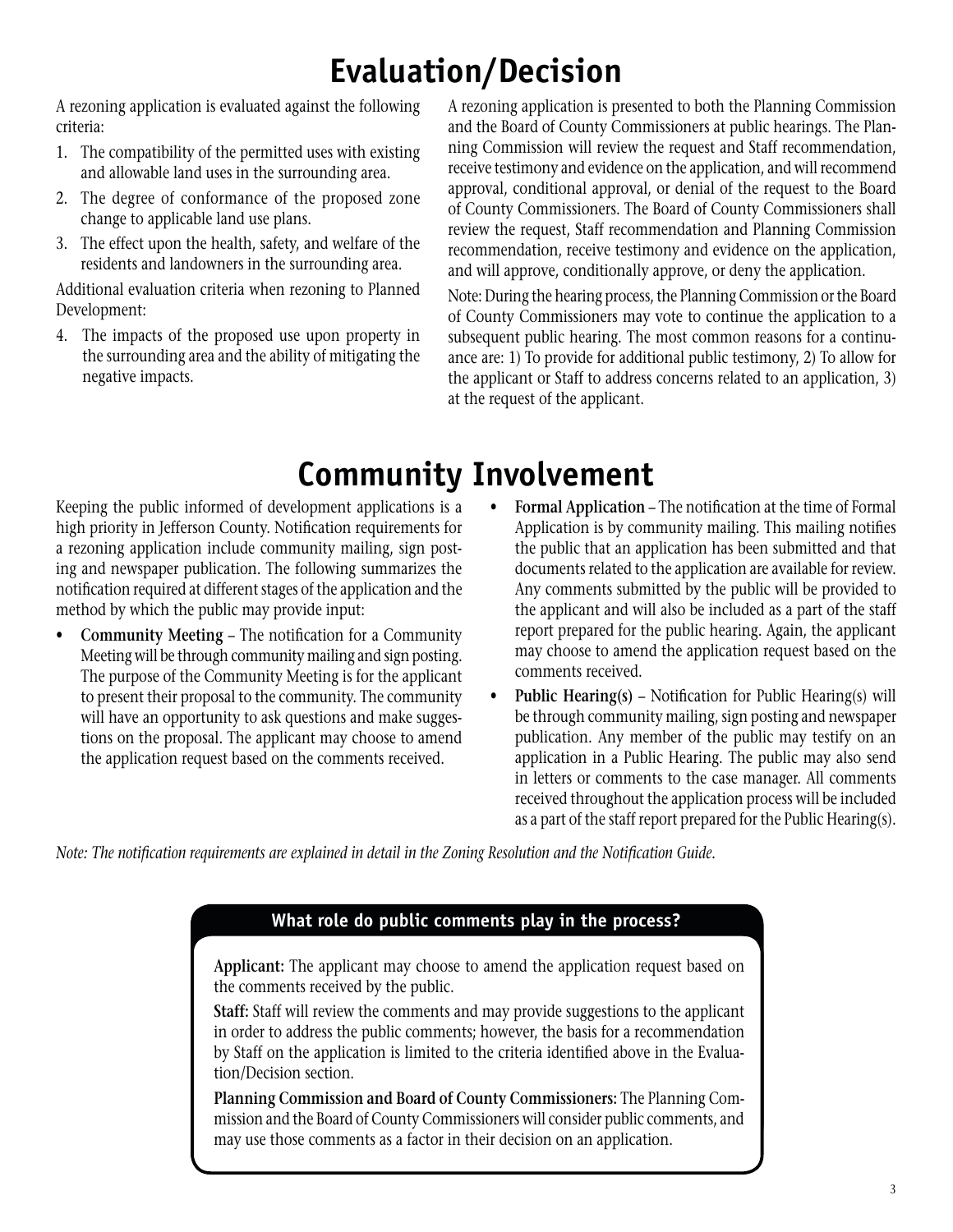# Evaluation/Decision

A rezoning application is evaluated against the following criteria:

1. The compatibility of the permitted uses with existing and allowable land uses in the surrounding area.
2. The degree of conformance of the proposed zone change to applicable land use plans.
3. The effect upon the health, safety, and welfare of the residents and landowners in the surrounding area.

Additional evaluation criteria when rezoning to Planned Development:

4. The impacts of the proposed use upon property in the surrounding area and the ability of mitigating the negative impacts.

A rezoning application is presented to both the Planning Commission and the Board of County Commissioners at public hearings. The Planning Commission will review the request and Staff recommendation, receive testimony and evidence on the application, and will recommend approval, conditional approval, or denial of the request to the Board of County Commissioners. The Board of County Commissioners shall review the request, Staff recommendation and Planning Commission recommendation, receive testimony and evidence on the application, and will approve, conditionally approve, or deny the application.

Note: During the hearing process, the Planning Commission or the Board of County Commissioners may vote to continue the application to a subsequent public hearing. The most common reasons for a continuance are: 1) To provide for additional public testimony, 2) To allow for the applicant or Staff to address concerns related to an application, 3) at the request of the applicant.

# Community Involvement

Keeping the public informed of development applications is a high priority in Jefferson County. Notification requirements for a rezoning application include community mailing, sign posting and newspaper publication. The following summarizes the notification required at different stages of the application and the method by which the public may provide input:

- **Community Meeting** – The notification for a Community Meeting will be through community mailing and sign posting. The purpose of the Community Meeting is for the applicant to present their proposal to the community. The community will have an opportunity to ask questions and make suggestions on the proposal. The applicant may choose to amend the application request based on the comments received.
- **Formal Application** – The notification at the time of Formal Application is by community mailing. This mailing notifies the public that an application has been submitted and that documents related to the application are available for review. Any comments submitted by the public will be provided to the applicant and will also be included as a part of the staff report prepared for the public hearing. Again, the applicant may choose to amend the application request based on the comments received.
- **Public Hearing(s)** – Notification for Public Hearing(s) will be through community mailing, sign posting and newspaper publication. Any member of the public may testify on an application in a Public Hearing. The public may also send in letters or comments to the case manager. All comments received throughout the application process will be included as a part of the staff report prepared for the Public Hearing(s).

*Note: The notification requirements are explained in detail in the Zoning Resolution and the Notification Guide.*

### What role do public comments play in the process?

**Applicant:** The applicant may choose to amend the application request based on the comments received by the public.

**Staff:** Staff will review the comments and may provide suggestions to the applicant in order to address the public comments; however, the basis for a recommendation by Staff on the application is limited to the criteria identified above in the Evaluation/Decision section.

**Planning Commission and Board of County Commissioners:** The Planning Commission and the Board of County Commissioners will consider public comments, and may use those comments as a factor in their decision on an application.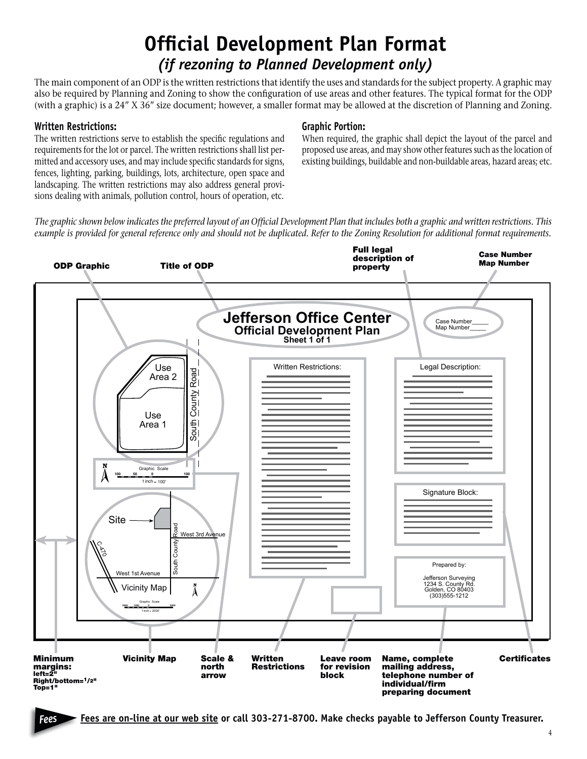# Official Development Plan Format

## *(if rezoning to Planned Development only)*

The main component of an ODP is the written restrictions that identify the uses and standards for the subject property. A graphic may also be required by Planning and Zoning to show the configuration of use areas and other features. The typical format for the ODP (with a graphic) is a 24" X 36" size document; however, a smaller format may be allowed at the discretion of Planning and Zoning.

### Written Restrictions:

The written restrictions serve to establish the specific regulations and requirements for the lot or parcel. The written restrictions shall list permitted and accessory uses, and may include specific standards for signs, fences, lighting, parking, buildings, lots, architecture, open space and landscaping. The written restrictions may also address general provisions dealing with animals, pollution control, hours of operation, etc.

### Graphic Portion:

When required, the graphic shall depict the layout of the parcel and proposed use areas, and may show other features such as the location of existing buildings, buildable and non-buildable areas, hazard areas; etc.

*The graphic shown below indicates the preferred layout of an Official Development Plan that includes both a graphic and written restrictions. This example is provided for general reference only and should not be duplicated. Refer to the Zoning Resolution for additional format requirements.*

ODP Graphic

Title of ODP

Full legal description of property

Case Number
Map Number

Jefferson Office Center
Official Development Plan
Sheet 1 of 1

Case Number_____
Map Number_____

Use Area 2

Use Area 1

South County Road

Written Restrictions:

Legal Description:

N
Graphic Scale
100 50 0 100
1 inch = 100'

Signature Block:

Site

West 3rd Avenue

C-470

South County Road

West 1st Avenue

Vicinity Map

N

Graphic Scale
2000 1000 0 2000
1 inch = 2000'

Prepared by:

Jefferson Surveying
1234 S. County Rd.
Golden, CO 80403
(303)555-1212

**Minimum margins:**
**left=2"**
**Right/bottom=1/2"**
**Top=1"**

**Vicinity Map**

**Scale & north arrow**

**Written Restrictions**

**Leave room for revision block**

**Name, complete mailing address, telephone number of individual/firm preparing document**

**Certificates**

*Fees* **Fees are on-line at our web site or call 303-271-8700. Make checks payable to Jefferson County Treasurer.**